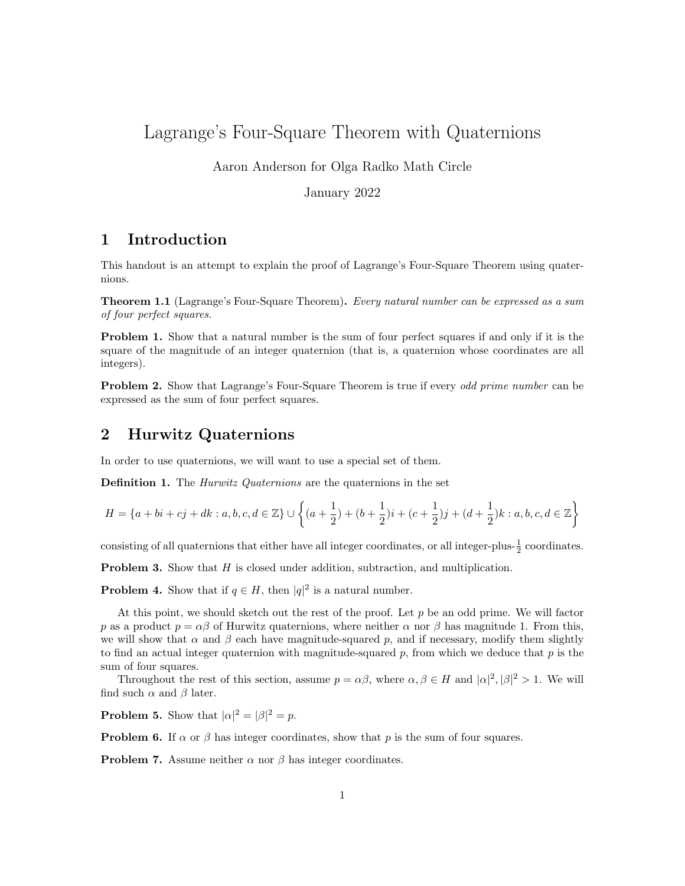# Lagrange's Four-Square Theorem with Quaternions

Aaron Anderson for Olga Radko Math Circle

January 2022

## 1 Introduction

This handout is an attempt to explain the proof of Lagrange's Four-Square Theorem using quaternions.

**Theorem 1.1** (Lagrange's Four-Square Theorem)**.** *Every natural number can be expressed as a sum of four perfect squares.*

**Problem 1.** Show that a natural number is the sum of four perfect squares if and only if it is the square of the magnitude of an integer quaternion (that is, a quaternion whose coordinates are all integers).

**Problem 2.** Show that Lagrange's Four-Square Theorem is true if every *odd prime number* can be expressed as the sum of four perfect squares.

## 2 Hurwitz Quaternions

In order to use quaternions, we will want to use a special set of them.

**Definition 1.** The *Hurwitz Quaternions* are the quaternions in the set

$$H = \{a + bi + cj + dk : a, b, c, d \in \mathbb{Z}\} \cup \left\{(a + \frac{1}{2}) + (b + \frac{1}{2})i + (c + \frac{1}{2})j + (d + \frac{1}{2})k : a, b, c, d \in \mathbb{Z}\right\}$$

consisting of all quaternions that either have all integer coordinates, or all integer-plus-$\frac{1}{2}$ coordinates.

**Problem 3.** Show that $H$ is closed under addition, subtraction, and multiplication.

**Problem 4.** Show that if $q \in H$, then $|q|^2$ is a natural number.

At this point, we should sketch out the rest of the proof. Let $p$ be an odd prime. We will factor $p$ as a product $p = \alpha\beta$ of Hurwitz quaternions, where neither $\alpha$ nor $\beta$ has magnitude 1. From this, we will show that $\alpha$ and $\beta$ each have magnitude-squared $p$, and if necessary, modify them slightly to find an actual integer quaternion with magnitude-squared $p$, from which we deduce that $p$ is the sum of four squares.

Throughout the rest of this section, assume $p = \alpha\beta$, where $\alpha, \beta \in H$ and $|\alpha|^2, |\beta|^2 > 1$. We will find such $\alpha$ and $\beta$ later.

**Problem 5.** Show that $|\alpha|^2 = |\beta|^2 = p$.

**Problem 6.** If $\alpha$ or $\beta$ has integer coordinates, show that $p$ is the sum of four squares.

**Problem 7.** Assume neither $\alpha$ nor $\beta$ has integer coordinates.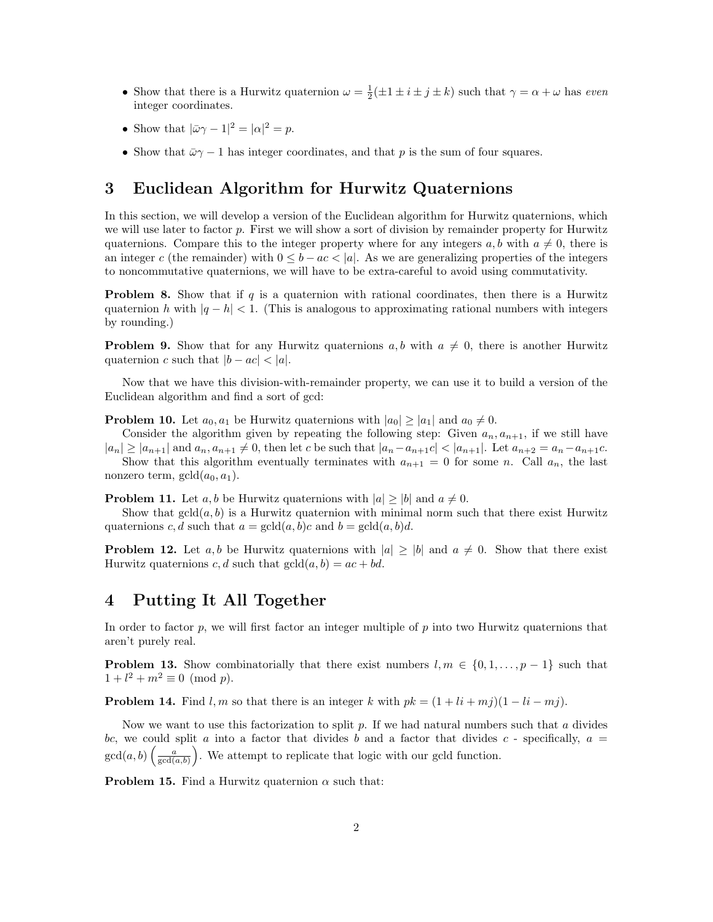- Show that there is a Hurwitz quaternion $\omega = \frac{1}{2}(\pm 1 \pm i \pm j \pm k)$ such that $\gamma = \alpha + \omega$ has *even* integer coordinates.
- Show that $|\bar{\omega}\gamma - 1|^2 = |\alpha|^2 = p$.
- Show that $\bar{\omega}\gamma - 1$ has integer coordinates, and that $p$ is the sum of four squares.

## 3 Euclidean Algorithm for Hurwitz Quaternions

In this section, we will develop a version of the Euclidean algorithm for Hurwitz quaternions, which we will use later to factor $p$. First we will show a sort of division by remainder property for Hurwitz quaternions. Compare this to the integer property where for any integers $a, b$ with $a \neq 0$, there is an integer $c$ (the remainder) with $0 \leq b - ac < |a|$. As we are generalizing properties of the integers to noncommutative quaternions, we will have to be extra-careful to avoid using commutativity.

**Problem 8.** Show that if $q$ is a quaternion with rational coordinates, then there is a Hurwitz quaternion $h$ with $|q - h| < 1$. (This is analogous to approximating rational numbers with integers by rounding.)

**Problem 9.** Show that for any Hurwitz quaternions $a, b$ with $a \neq 0$, there is another Hurwitz quaternion $c$ such that $|b - ac| < |a|$.

Now that we have this division-with-remainder property, we can use it to build a version of the Euclidean algorithm and find a sort of gcd:

**Problem 10.** Let $a_0, a_1$ be Hurwitz quaternions with $|a_0| \geq |a_1|$ and $a_0 \neq 0$.

Consider the algorithm given by repeating the following step: Given $a_n, a_{n+1}$, if we still have $|a_n| \geq |a_{n+1}|$ and $a_n, a_{n+1} \neq 0$, then let $c$ be such that $|a_n - a_{n+1}c| < |a_{n+1}|$. Let $a_{n+2} = a_n - a_{n+1}c$.

Show that this algorithm eventually terminates with $a_{n+1} = 0$ for some $n$. Call $a_n$, the last nonzero term, $\text{gcld}(a_0, a_1)$.

**Problem 11.** Let $a, b$ be Hurwitz quaternions with $|a| \geq |b|$ and $a \neq 0$.

Show that $\text{gcld}(a, b)$ is a Hurwitz quaternion with minimal norm such that there exist Hurwitz quaternions $c, d$ such that $a = \text{gcld}(a, b)c$ and $b = \text{gcld}(a, b)d$.

**Problem 12.** Let $a, b$ be Hurwitz quaternions with $|a| \geq |b|$ and $a \neq 0$. Show that there exist Hurwitz quaternions $c, d$ such that $\text{gcld}(a, b) = ac + bd$.

## 4 Putting It All Together

In order to factor $p$, we will first factor an integer multiple of $p$ into two Hurwitz quaternions that aren't purely real.

**Problem 13.** Show combinatorially that there exist numbers $l, m \in \{0, 1, \ldots, p - 1\}$ such that $1 + l^2 + m^2 \equiv 0 \pmod{p}$.

**Problem 14.** Find $l, m$ so that there is an integer $k$ with $pk = (1 + li + mj)(1 - li - mj)$.

Now we want to use this factorization to split $p$. If we had natural numbers such that $a$ divides $bc$, we could split $a$ into a factor that divides $b$ and a factor that divides $c$ - specifically, $a = \gcd(a, b)\left(\frac{a}{\gcd(a,b)}\right)$. We attempt to replicate that logic with our gcld function.

**Problem 15.** Find a Hurwitz quaternion $\alpha$ such that: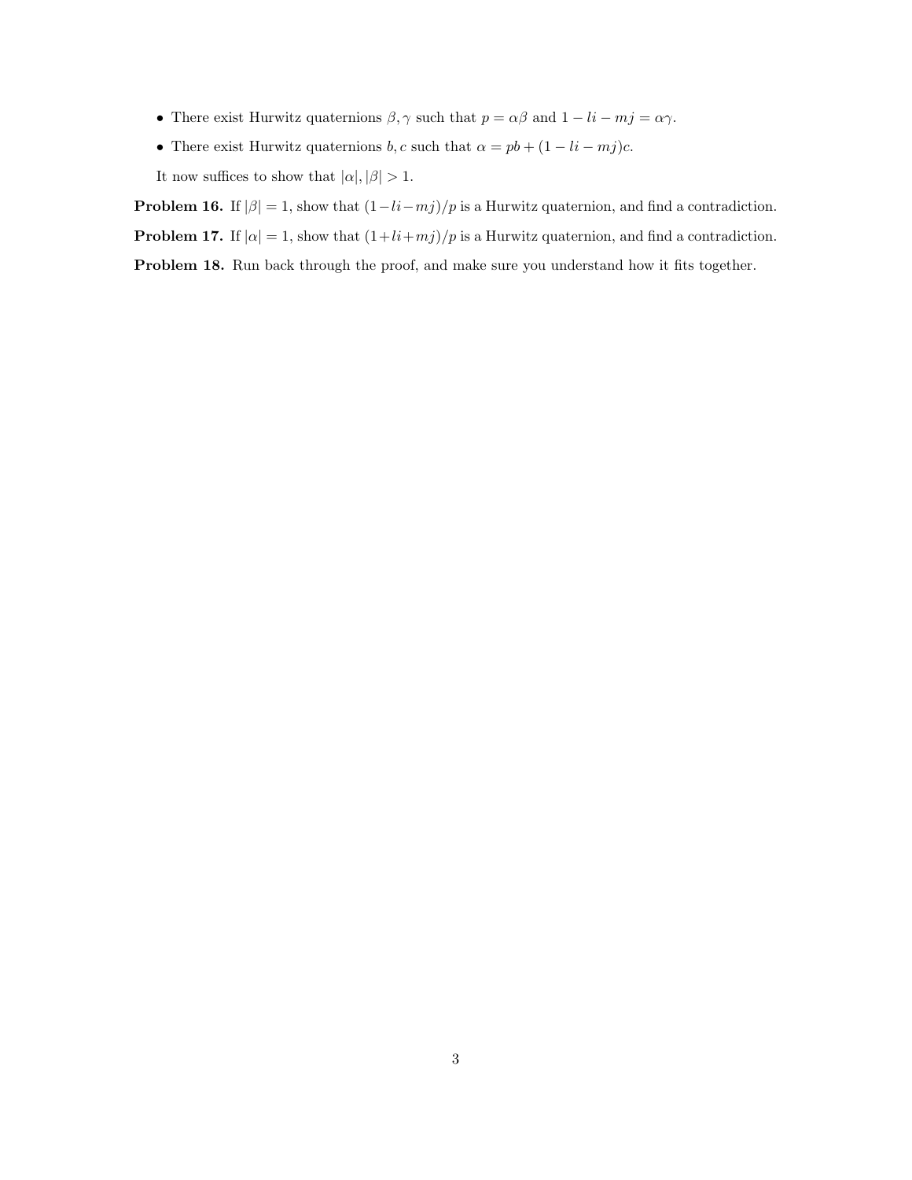- There exist Hurwitz quaternions $\beta, \gamma$ such that $p = \alpha\beta$ and $1 - li - mj = \alpha\gamma$.
- There exist Hurwitz quaternions $b, c$ such that $\alpha = pb + (1 - li - mj)c$.

It now suffices to show that $|\alpha|, |\beta| > 1$.

**Problem 16.** If $|\beta| = 1$, show that $(1-li-mj)/p$ is a Hurwitz quaternion, and find a contradiction.

**Problem 17.** If $|\alpha| = 1$, show that $(1+li+mj)/p$ is a Hurwitz quaternion, and find a contradiction.

**Problem 18.** Run back through the proof, and make sure you understand how it fits together.